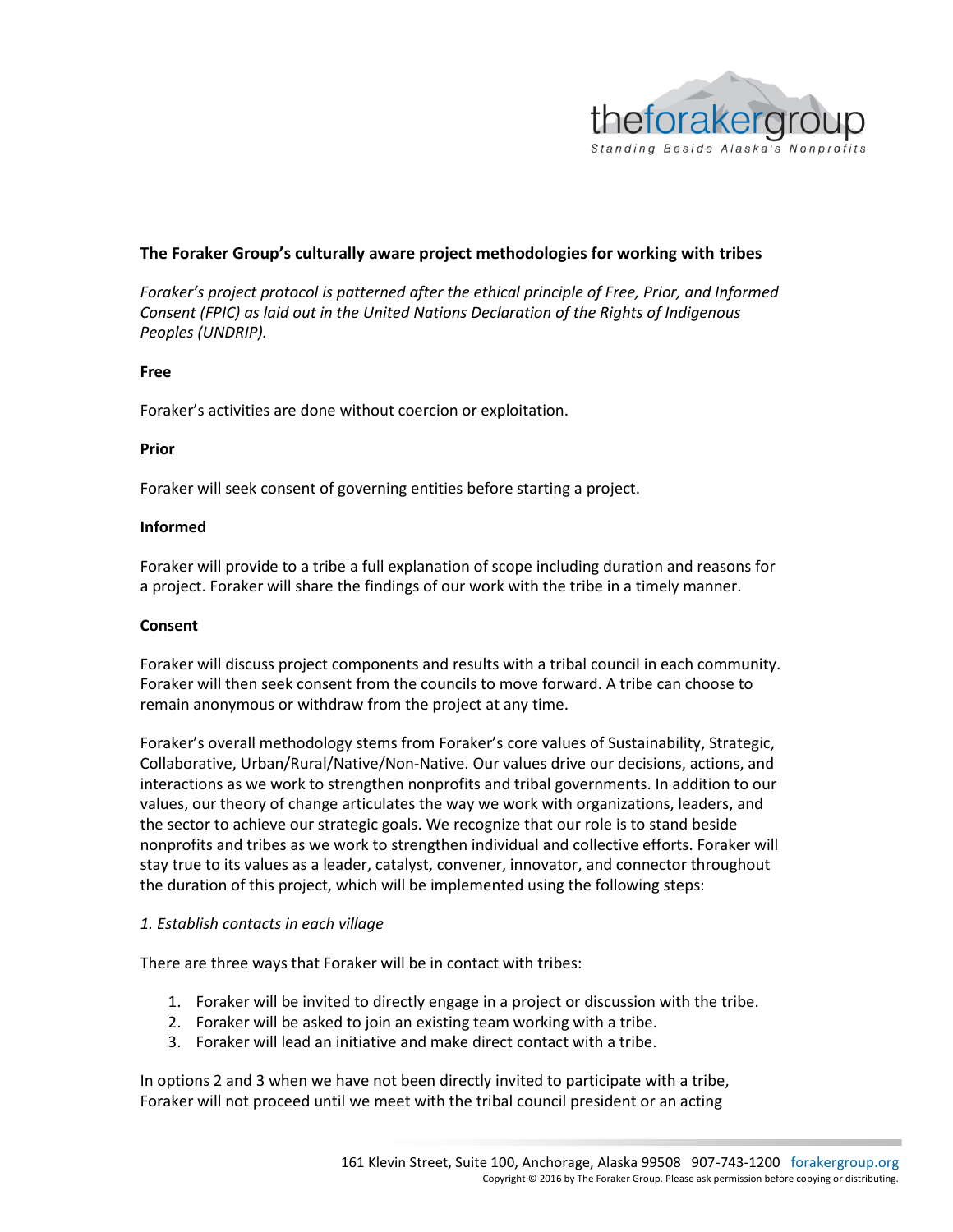**The Foraker Group's culturally aware project methodologies for working with tribes**

*Foraker's project protocol is patterned after the ethical principle of Free, Prior, and Informed Consent (FPIC) as laid out in the United Nations Declaration of the Rights of Indigenous Peoples (UNDRIP).*

**Free**

Foraker's activities are done without coercion or exploitation.

**Prior**

Foraker will seek consent of governing entities before starting a project.

**Informed**

Foraker will provide to a tribe a full explanation of scope including duration and reasons for a project. Foraker will share the findings of our work with the tribe in a timely manner.

**Consent**

Foraker will discuss project components and results with a tribal council in each community. Foraker will then seek consent from the councils to move forward. A tribe can choose to remain anonymous or withdraw from the project at any time.

Foraker's overall methodology stems from Foraker's core values of Sustainability, Strategic, Collaborative, Urban/Rural/Native/Non-Native. Our values drive our decisions, actions, and interactions as we work to strengthen nonprofits and tribal governments. In addition to our values, our theory of change articulates the way we work with organizations, leaders, and the sector to achieve our strategic goals. We recognize that our role is to stand beside nonprofits and tribes as we work to strengthen individual and collective efforts. Foraker will stay true to its values as a leader, catalyst, convener, innovator, and connector throughout the duration of this project, which will be implemented using the following steps:

*1. Establish contacts in each village*

There are three ways that Foraker will be in contact with tribes:

1. Foraker will be invited to directly engage in a project or discussion with the tribe.
2. Foraker will be asked to join an existing team working with a tribe.
3. Foraker will lead an initiative and make direct contact with a tribe.

In options 2 and 3 when we have not been directly invited to participate with a tribe, Foraker will not proceed until we meet with the tribal council president or an acting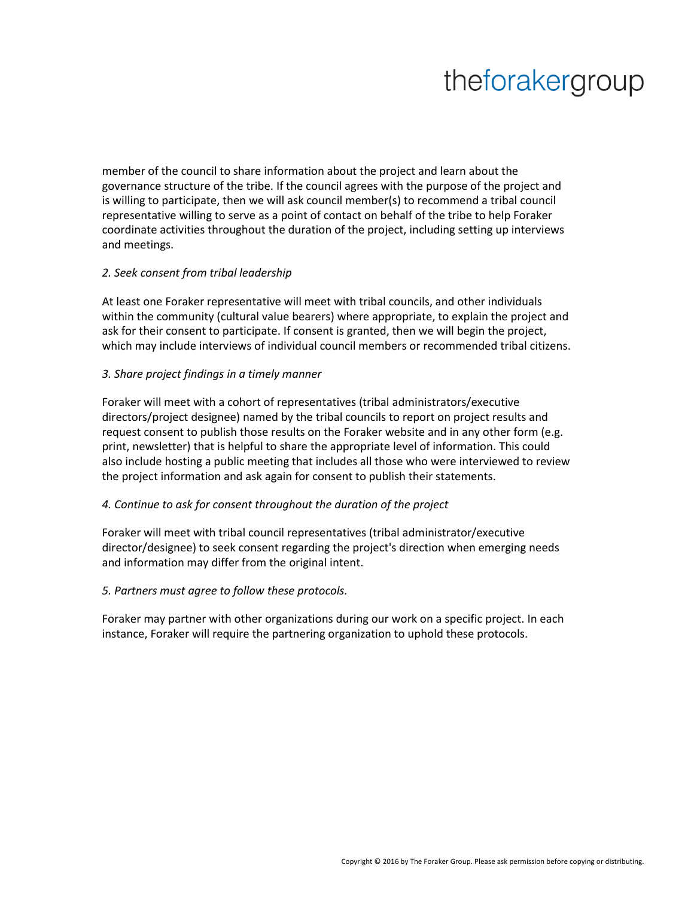member of the council to share information about the project and learn about the governance structure of the tribe. If the council agrees with the purpose of the project and is willing to participate, then we will ask council member(s) to recommend a tribal council representative willing to serve as a point of contact on behalf of the tribe to help Foraker coordinate activities throughout the duration of the project, including setting up interviews and meetings.

*2. Seek consent from tribal leadership*

At least one Foraker representative will meet with tribal councils, and other individuals within the community (cultural value bearers) where appropriate, to explain the project and ask for their consent to participate. If consent is granted, then we will begin the project, which may include interviews of individual council members or recommended tribal citizens.

*3. Share project findings in a timely manner*

Foraker will meet with a cohort of representatives (tribal administrators/executive directors/project designee) named by the tribal councils to report on project results and request consent to publish those results on the Foraker website and in any other form (e.g. print, newsletter) that is helpful to share the appropriate level of information. This could also include hosting a public meeting that includes all those who were interviewed to review the project information and ask again for consent to publish their statements.

*4. Continue to ask for consent throughout the duration of the project*

Foraker will meet with tribal council representatives (tribal administrator/executive director/designee) to seek consent regarding the project's direction when emerging needs and information may differ from the original intent.

*5. Partners must agree to follow these protocols.*

Foraker may partner with other organizations during our work on a specific project. In each instance, Foraker will require the partnering organization to uphold these protocols.